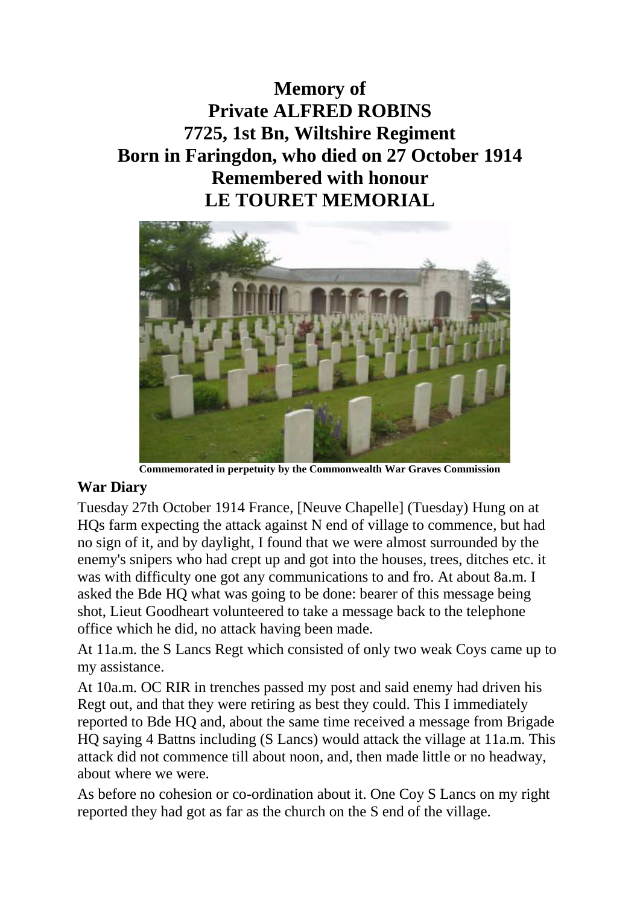# Memory of
# Private ALFRED ROBINS
# 7725, 1st Bn, Wiltshire Regiment
# Born in Faringdon, who died on 27 October 1914
# Remembered with honour
# LE TOURET MEMORIAL

**Commemorated in perpetuity by the Commonwealth War Graves Commission**

### War Diary

Tuesday 27th October 1914 France, [Neuve Chapelle] (Tuesday) Hung on at HQs farm expecting the attack against N end of village to commence, but had no sign of it, and by daylight, I found that we were almost surrounded by the enemy's snipers who had crept up and got into the houses, trees, ditches etc. it was with difficulty one got any communications to and fro. At about 8a.m. I asked the Bde HQ what was going to be done: bearer of this message being shot, Lieut Goodheart volunteered to take a message back to the telephone office which he did, no attack having been made.

At 11a.m. the S Lancs Regt which consisted of only two weak Coys came up to my assistance.

At 10a.m. OC RIR in trenches passed my post and said enemy had driven his Regt out, and that they were retiring as best they could. This I immediately reported to Bde HQ and, about the same time received a message from Brigade HQ saying 4 Battns including (S Lancs) would attack the village at 11a.m. This attack did not commence till about noon, and, then made little or no headway, about where we were.

As before no cohesion or co-ordination about it. One Coy S Lancs on my right reported they had got as far as the church on the S end of the village.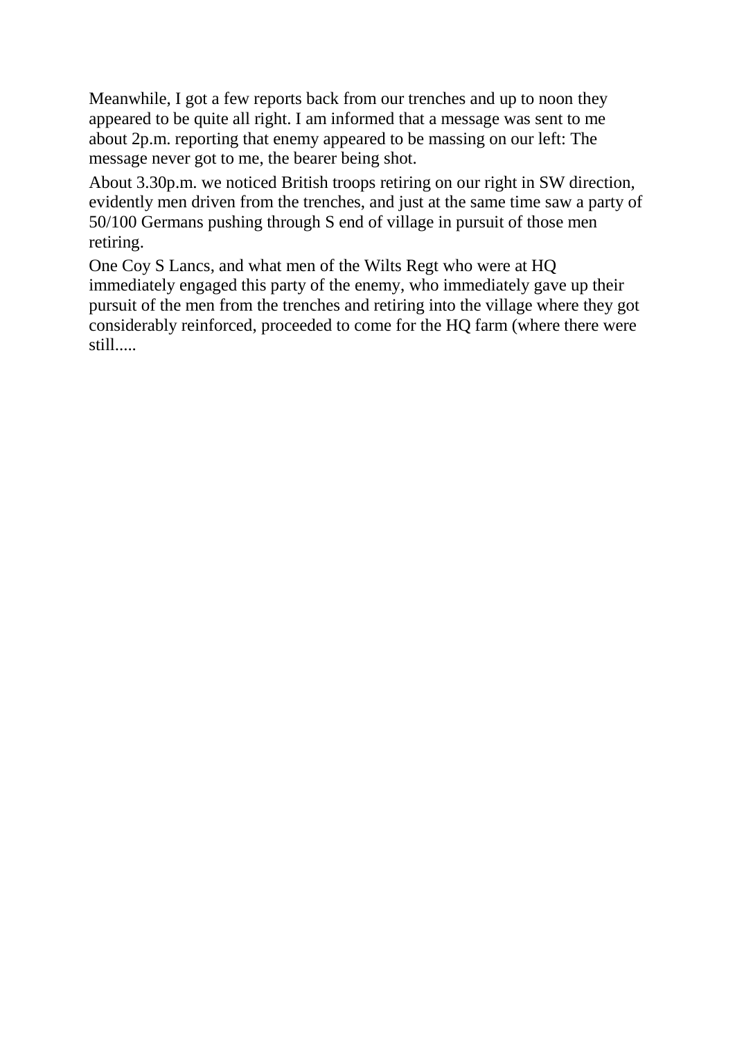Meanwhile, I got a few reports back from our trenches and up to noon they appeared to be quite all right. I am informed that a message was sent to me about 2p.m. reporting that enemy appeared to be massing on our left: The message never got to me, the bearer being shot.

About 3.30p.m. we noticed British troops retiring on our right in SW direction, evidently men driven from the trenches, and just at the same time saw a party of 50/100 Germans pushing through S end of village in pursuit of those men retiring.

One Coy S Lancs, and what men of the Wilts Regt who were at HQ immediately engaged this party of the enemy, who immediately gave up their pursuit of the men from the trenches and retiring into the village where they got considerably reinforced, proceeded to come for the HQ farm (where there were still.....